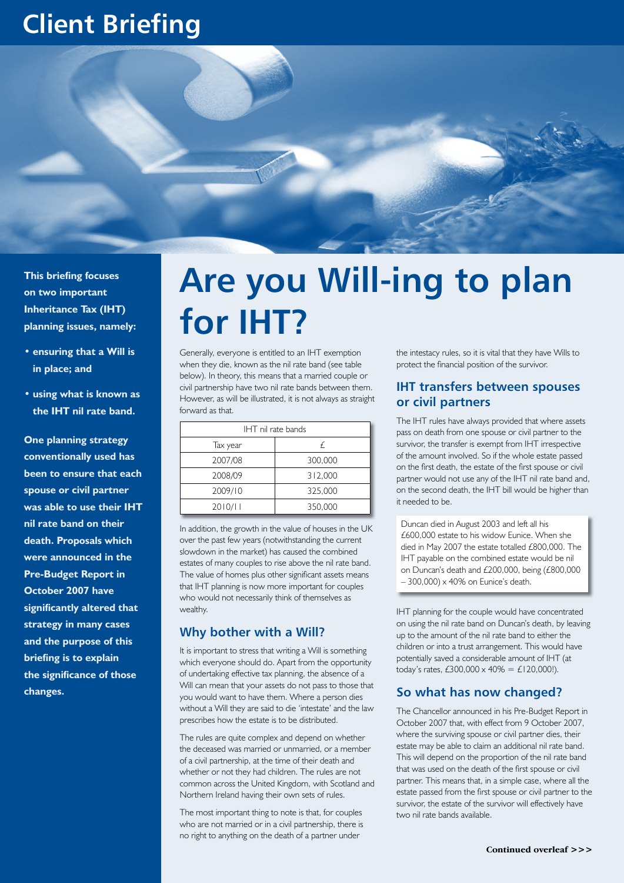# Client Briefing

# Are you Will-ing to plan for IHT?

**This briefing focuses on two important Inheritance Tax (IHT) planning issues, namely:**

- **ensuring that a Will is in place; and**
- **using what is known as the IHT nil rate band.**

**One planning strategy conventionally used has been to ensure that each spouse or civil partner was able to use their IHT nil rate band on their death. Proposals which were announced in the Pre-Budget Report in October 2007 have significantly altered that strategy in many cases and the purpose of this briefing is to explain the significance of those changes.**

Generally, everyone is entitled to an IHT exemption when they die, known as the nil rate band (see table below). In theory, this means that a married couple or civil partnership have two nil rate bands between them. However, as will be illustrated, it is not always as straight forward as that.

| IHT nil rate bands | |
|---|---|
| Tax year | £ |
| 2007/08 | 300,000 |
| 2008/09 | 312,000 |
| 2009/10 | 325,000 |
| 2010/11 | 350,000 |

In addition, the growth in the value of houses in the UK over the past few years (notwithstanding the current slowdown in the market) has caused the combined estates of many couples to rise above the nil rate band. The value of homes plus other significant assets means that IHT planning is now more important for couples who would not necessarily think of themselves as wealthy.

## Why bother with a Will?

It is important to stress that writing a Will is something which everyone should do. Apart from the opportunity of undertaking effective tax planning, the absence of a Will can mean that your assets do not pass to those that you would want to have them. Where a person dies without a Will they are said to die 'intestate' and the law prescribes how the estate is to be distributed.

The rules are quite complex and depend on whether the deceased was married or unmarried, or a member of a civil partnership, at the time of their death and whether or not they had children. The rules are not common across the United Kingdom, with Scotland and Northern Ireland having their own sets of rules.

The most important thing to note is that, for couples who are not married or in a civil partnership, there is no right to anything on the death of a partner under the intestacy rules, so it is vital that they have Wills to protect the financial position of the survivor.

## IHT transfers between spouses or civil partners

The IHT rules have always provided that where assets pass on death from one spouse or civil partner to the survivor, the transfer is exempt from IHT irrespective of the amount involved. So if the whole estate passed on the first death, the estate of the first spouse or civil partner would not use any of the IHT nil rate band and, on the second death, the IHT bill would be higher than it needed to be.

> Duncan died in August 2003 and left all his £600,000 estate to his widow Eunice. When she died in May 2007 the estate totalled £800,000. The IHT payable on the combined estate would be nil on Duncan's death and £200,000, being (£800,000 – 300,000) x 40% on Eunice's death.

IHT planning for the couple would have concentrated on using the nil rate band on Duncan's death, by leaving up to the amount of the nil rate band to either the children or into a trust arrangement. This would have potentially saved a considerable amount of IHT (at today's rates, £300,000 x 40% = £120,000!).

## So what has now changed?

The Chancellor announced in his Pre-Budget Report in October 2007 that, with effect from 9 October 2007, where the surviving spouse or civil partner dies, their estate may be able to claim an additional nil rate band. This will depend on the proportion of the nil rate band that was used on the death of the first spouse or civil partner. This means that, in a simple case, where all the estate passed from the first spouse or civil partner to the survivor, the estate of the survivor will effectively have two nil rate bands available.

**Continued overleaf >>>**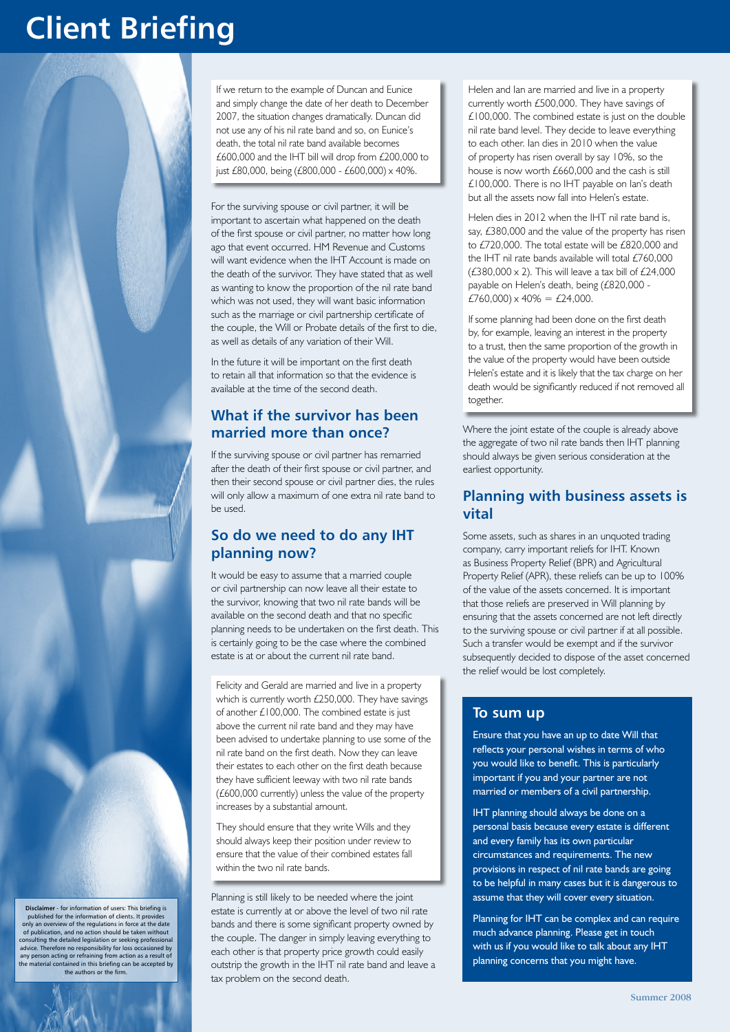# Client Briefing

If we return to the example of Duncan and Eunice and simply change the date of her death to December 2007, the situation changes dramatically. Duncan did not use any of his nil rate band and so, on Eunice's death, the total nil rate band available becomes £600,000 and the IHT bill will drop from £200,000 to just £80,000, being (£800,000 - £600,000) x 40%.

For the surviving spouse or civil partner, it will be important to ascertain what happened on the death of the first spouse or civil partner, no matter how long ago that event occurred. HM Revenue and Customs will want evidence when the IHT Account is made on the death of the survivor. They have stated that as well as wanting to know the proportion of the nil rate band which was not used, they will want basic information such as the marriage or civil partnership certificate of the couple, the Will or Probate details of the first to die, as well as details of any variation of their Will.

In the future it will be important on the first death to retain all that information so that the evidence is available at the time of the second death.

## What if the survivor has been married more than once?

If the surviving spouse or civil partner has remarried after the death of their first spouse or civil partner, and then their second spouse or civil partner dies, the rules will only allow a maximum of one extra nil rate band to be used.

## So do we need to do any IHT planning now?

It would be easy to assume that a married couple or civil partnership can now leave all their estate to the survivor, knowing that two nil rate bands will be available on the second death and that no specific planning needs to be undertaken on the first death. This is certainly going to be the case where the combined estate is at or about the current nil rate band.

Felicity and Gerald are married and live in a property which is currently worth £250,000. They have savings of another £100,000. The combined estate is just above the current nil rate band and they may have been advised to undertake planning to use some of the nil rate band on the first death. Now they can leave their estates to each other on the first death because they have sufficient leeway with two nil rate bands (£600,000 currently) unless the value of the property increases by a substantial amount.

They should ensure that they write Wills and they should always keep their position under review to ensure that the value of their combined estates fall within the two nil rate bands.

Planning is still likely to be needed where the joint estate is currently at or above the level of two nil rate bands and there is some significant property owned by the couple. The danger in simply leaving everything to each other is that property price growth could easily outstrip the growth in the IHT nil rate band and leave a tax problem on the second death.

Helen and Ian are married and live in a property currently worth £500,000. They have savings of £100,000. The combined estate is just on the double nil rate band level. They decide to leave everything to each other. Ian dies in 2010 when the value of property has risen overall by say 10%, so the house is now worth £660,000 and the cash is still £100,000. There is no IHT payable on Ian's death but all the assets now fall into Helen's estate.

Helen dies in 2012 when the IHT nil rate band is, say, £380,000 and the value of the property has risen to £720,000. The total estate will be £820,000 and the IHT nil rate bands available will total £760,000 (£380,000 x 2). This will leave a tax bill of £24,000 payable on Helen's death, being (£820,000 - £760,000) x 40% = £24,000.

If some planning had been done on the first death by, for example, leaving an interest in the property to a trust, then the same proportion of the growth in the value of the property would have been outside Helen's estate and it is likely that the tax charge on her death would be significantly reduced if not removed all together.

Where the joint estate of the couple is already above the aggregate of two nil rate bands then IHT planning should always be given serious consideration at the earliest opportunity.

## Planning with business assets is vital

Some assets, such as shares in an unquoted trading company, carry important reliefs for IHT. Known as Business Property Relief (BPR) and Agricultural Property Relief (APR), these reliefs can be up to 100% of the value of the assets concerned. It is important that those reliefs are preserved in Will planning by ensuring that the assets concerned are not left directly to the surviving spouse or civil partner if at all possible. Such a transfer would be exempt and if the survivor subsequently decided to dispose of the asset concerned the relief would be lost completely.

## To sum up

Ensure that you have an up to date Will that reflects your personal wishes in terms of who you would like to benefit. This is particularly important if you and your partner are not married or members of a civil partnership.

IHT planning should always be done on a personal basis because every estate is different and every family has its own particular circumstances and requirements. The new provisions in respect of nil rate bands are going to be helpful in many cases but it is dangerous to assume that they will cover every situation.

Planning for IHT can be complex and can require much advance planning. Please get in touch with us if you would like to talk about any IHT planning concerns that you might have.

**Disclaimer** - for information of users: This briefing is published for the information of clients. It provides only an overview of the regulations in force at the date of publication, and no action should be taken without consulting the detailed legislation or seeking professional advice. Therefore no responsibility for loss occasioned by any person acting or refraining from action as a result of the material contained in this briefing can be accepted by the authors or the firm.

Summer 2008